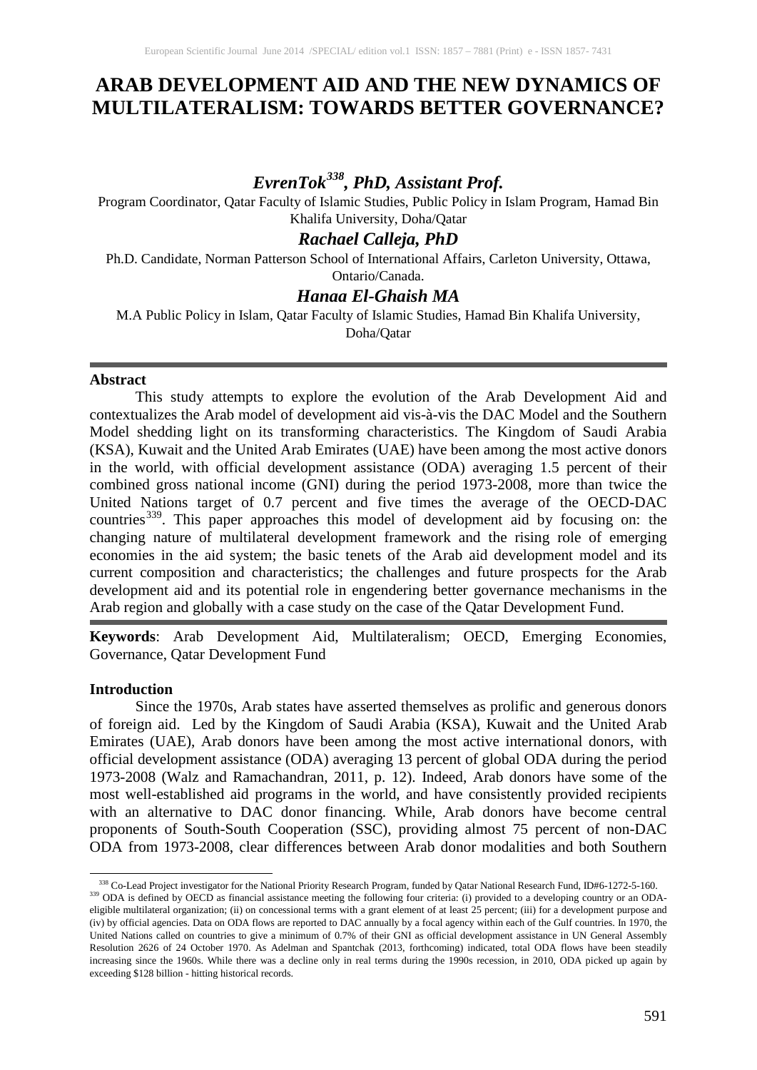# ARAB DEVELOPMENT AID AND THE NEW DYNAMICS OF MULTILATERALISM: TOWARDS BETTER GOVERNANCE?

***EvrenTok[338], PhD, Assistant Prof.***

Program Coordinator, Qatar Faculty of Islamic Studies, Public Policy in Islam Program, Hamad Bin Khalifa University, Doha/Qatar

***Rachael Calleja, PhD***

Ph.D. Candidate, Norman Patterson School of International Affairs, Carleton University, Ottawa, Ontario/Canada.

***Hanaa El-Ghaish MA***

M.A Public Policy in Islam, Qatar Faculty of Islamic Studies, Hamad Bin Khalifa University, Doha/Qatar

---

**Abstract**

This study attempts to explore the evolution of the Arab Development Aid and contextualizes the Arab model of development aid vis-à-vis the DAC Model and the Southern Model shedding light on its transforming characteristics. The Kingdom of Saudi Arabia (KSA), Kuwait and the United Arab Emirates (UAE) have been among the most active donors in the world, with official development assistance (ODA) averaging 1.5 percent of their combined gross national income (GNI) during the period 1973-2008, more than twice the United Nations target of 0.7 percent and five times the average of the OECD-DAC countries[339]. This paper approaches this model of development aid by focusing on: the changing nature of multilateral development framework and the rising role of emerging economies in the aid system; the basic tenets of the Arab aid development model and its current composition and characteristics; the challenges and future prospects for the Arab development aid and its potential role in engendering better governance mechanisms in the Arab region and globally with a case study on the case of the Qatar Development Fund.

---

**Keywords**: Arab Development Aid, Multilateralism; OECD, Emerging Economies, Governance, Qatar Development Fund

**Introduction**

Since the 1970s, Arab states have asserted themselves as prolific and generous donors of foreign aid. Led by the Kingdom of Saudi Arabia (KSA), Kuwait and the United Arab Emirates (UAE), Arab donors have been among the most active international donors, with official development assistance (ODA) averaging 13 percent of global ODA during the period 1973-2008 (Walz and Ramachandran, 2011, p. 12). Indeed, Arab donors have some of the most well-established aid programs in the world, and have consistently provided recipients with an alternative to DAC donor financing. While, Arab donors have become central proponents of South-South Cooperation (SSC), providing almost 75 percent of non-DAC ODA from 1973-2008, clear differences between Arab donor modalities and both Southern

---

[338] Co-Lead Project investigator for the National Priority Research Program, funded by Qatar National Research Fund, ID#6-1272-5-160.

[339] ODA is defined by OECD as financial assistance meeting the following four criteria: (i) provided to a developing country or an ODA-eligible multilateral organization; (ii) on concessional terms with a grant element of at least 25 percent; (iii) for a development purpose and (iv) by official agencies. Data on ODA flows are reported to DAC annually by a focal agency within each of the Gulf countries. In 1970, the United Nations called on countries to give a minimum of 0.7% of their GNI as official development assistance in UN General Assembly Resolution 2626 of 24 October 1970. As Adelman and Spantchak (2013, forthcoming) indicated, total ODA flows have been steadily increasing since the 1960s. While there was a decline only in real terms during the 1990s recession, in 2010, ODA picked up again by exceeding $128 billion - hitting historical records.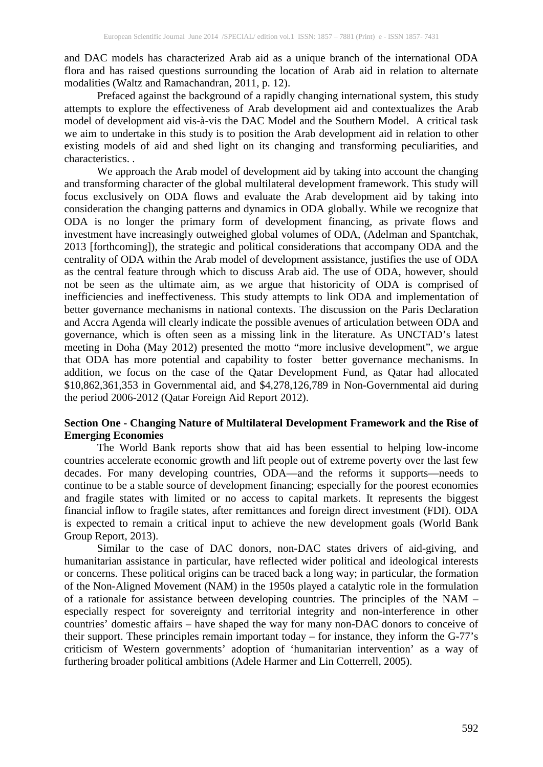and DAC models has characterized Arab aid as a unique branch of the international ODA flora and has raised questions surrounding the location of Arab aid in relation to alternate modalities (Waltz and Ramachandran, 2011, p. 12).

Prefaced against the background of a rapidly changing international system, this study attempts to explore the effectiveness of Arab development aid and contextualizes the Arab model of development aid vis-à-vis the DAC Model and the Southern Model. A critical task we aim to undertake in this study is to position the Arab development aid in relation to other existing models of aid and shed light on its changing and transforming peculiarities, and characteristics. .

We approach the Arab model of development aid by taking into account the changing and transforming character of the global multilateral development framework. This study will focus exclusively on ODA flows and evaluate the Arab development aid by taking into consideration the changing patterns and dynamics in ODA globally. While we recognize that ODA is no longer the primary form of development financing, as private flows and investment have increasingly outweighed global volumes of ODA, (Adelman and Spantchak, 2013 [forthcoming]), the strategic and political considerations that accompany ODA and the centrality of ODA within the Arab model of development assistance, justifies the use of ODA as the central feature through which to discuss Arab aid. The use of ODA, however, should not be seen as the ultimate aim, as we argue that historicity of ODA is comprised of inefficiencies and ineffectiveness. This study attempts to link ODA and implementation of better governance mechanisms in national contexts. The discussion on the Paris Declaration and Accra Agenda will clearly indicate the possible avenues of articulation between ODA and governance, which is often seen as a missing link in the literature. As UNCTAD's latest meeting in Doha (May 2012) presented the motto "more inclusive development", we argue that ODA has more potential and capability to foster better governance mechanisms. In addition, we focus on the case of the Qatar Development Fund, as Qatar had allocated \$10,862,361,353 in Governmental aid, and \$4,278,126,789 in Non-Governmental aid during the period 2006-2012 (Qatar Foreign Aid Report 2012).

**Section One - Changing Nature of Multilateral Development Framework and the Rise of Emerging Economies**

The World Bank reports show that aid has been essential to helping low-income countries accelerate economic growth and lift people out of extreme poverty over the last few decades. For many developing countries, ODA—and the reforms it supports—needs to continue to be a stable source of development financing; especially for the poorest economies and fragile states with limited or no access to capital markets. It represents the biggest financial inflow to fragile states, after remittances and foreign direct investment (FDI). ODA is expected to remain a critical input to achieve the new development goals (World Bank Group Report, 2013).

Similar to the case of DAC donors, non-DAC states drivers of aid-giving, and humanitarian assistance in particular, have reflected wider political and ideological interests or concerns. These political origins can be traced back a long way; in particular, the formation of the Non-Aligned Movement (NAM) in the 1950s played a catalytic role in the formulation of a rationale for assistance between developing countries. The principles of the NAM – especially respect for sovereignty and territorial integrity and non-interference in other countries' domestic affairs – have shaped the way for many non-DAC donors to conceive of their support. These principles remain important today – for instance, they inform the G-77's criticism of Western governments' adoption of 'humanitarian intervention' as a way of furthering broader political ambitions (Adele Harmer and Lin Cotterrell, 2005).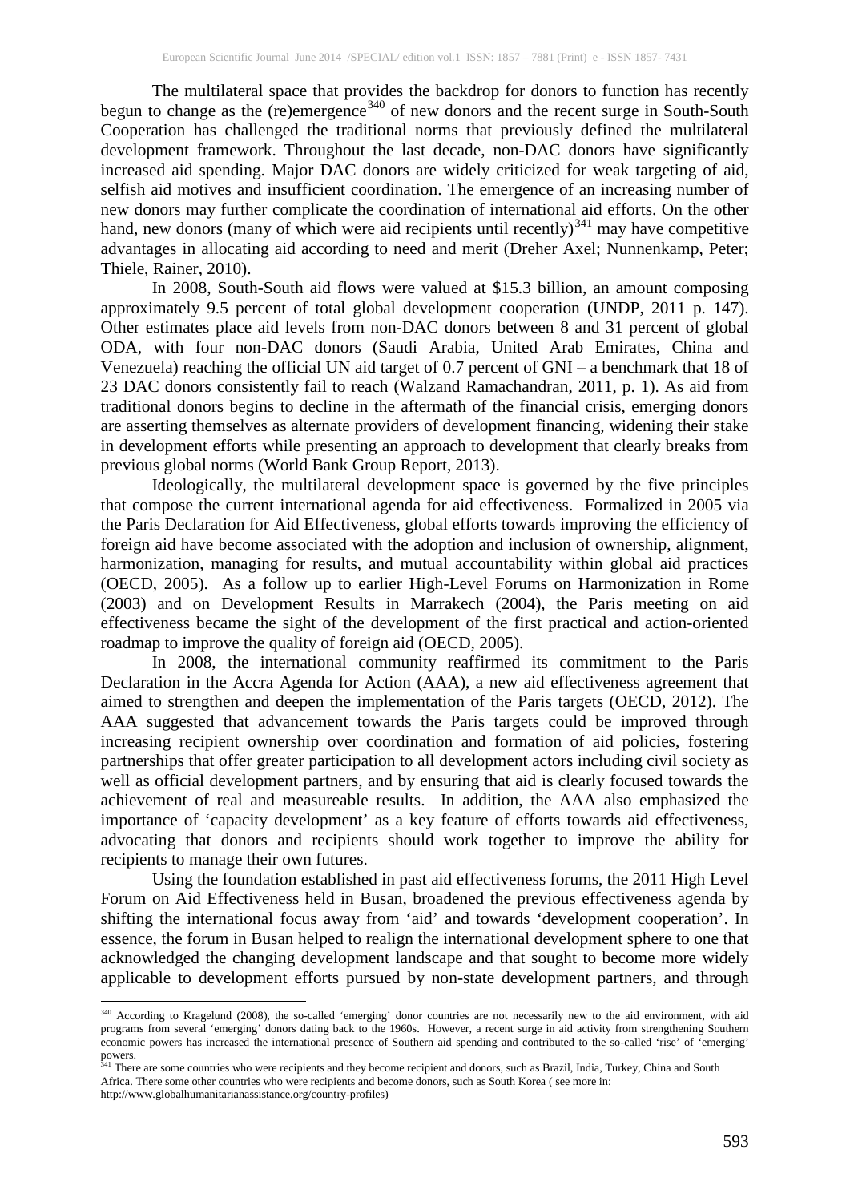The multilateral space that provides the backdrop for donors to function has recently begun to change as the (re)emergence[340] of new donors and the recent surge in South-South Cooperation has challenged the traditional norms that previously defined the multilateral development framework. Throughout the last decade, non-DAC donors have significantly increased aid spending. Major DAC donors are widely criticized for weak targeting of aid, selfish aid motives and insufficient coordination. The emergence of an increasing number of new donors may further complicate the coordination of international aid efforts. On the other hand, new donors (many of which were aid recipients until recently)[341] may have competitive advantages in allocating aid according to need and merit (Dreher Axel; Nunnenkamp, Peter; Thiele, Rainer, 2010).

In 2008, South-South aid flows were valued at $15.3 billion, an amount composing approximately 9.5 percent of total global development cooperation (UNDP, 2011 p. 147). Other estimates place aid levels from non-DAC donors between 8 and 31 percent of global ODA, with four non-DAC donors (Saudi Arabia, United Arab Emirates, China and Venezuela) reaching the official UN aid target of 0.7 percent of GNI – a benchmark that 18 of 23 DAC donors consistently fail to reach (Walzand Ramachandran, 2011, p. 1). As aid from traditional donors begins to decline in the aftermath of the financial crisis, emerging donors are asserting themselves as alternate providers of development financing, widening their stake in development efforts while presenting an approach to development that clearly breaks from previous global norms (World Bank Group Report, 2013).

Ideologically, the multilateral development space is governed by the five principles that compose the current international agenda for aid effectiveness. Formalized in 2005 via the Paris Declaration for Aid Effectiveness, global efforts towards improving the efficiency of foreign aid have become associated with the adoption and inclusion of ownership, alignment, harmonization, managing for results, and mutual accountability within global aid practices (OECD, 2005). As a follow up to earlier High-Level Forums on Harmonization in Rome (2003) and on Development Results in Marrakech (2004), the Paris meeting on aid effectiveness became the sight of the development of the first practical and action-oriented roadmap to improve the quality of foreign aid (OECD, 2005).

In 2008, the international community reaffirmed its commitment to the Paris Declaration in the Accra Agenda for Action (AAA), a new aid effectiveness agreement that aimed to strengthen and deepen the implementation of the Paris targets (OECD, 2012). The AAA suggested that advancement towards the Paris targets could be improved through increasing recipient ownership over coordination and formation of aid policies, fostering partnerships that offer greater participation to all development actors including civil society as well as official development partners, and by ensuring that aid is clearly focused towards the achievement of real and measureable results. In addition, the AAA also emphasized the importance of 'capacity development' as a key feature of efforts towards aid effectiveness, advocating that donors and recipients should work together to improve the ability for recipients to manage their own futures.

Using the foundation established in past aid effectiveness forums, the 2011 High Level Forum on Aid Effectiveness held in Busan, broadened the previous effectiveness agenda by shifting the international focus away from 'aid' and towards 'development cooperation'. In essence, the forum in Busan helped to realign the international development sphere to one that acknowledged the changing development landscape and that sought to become more widely applicable to development efforts pursued by non-state development partners, and through

---

[340] According to Kragelund (2008), the so-called 'emerging' donor countries are not necessarily new to the aid environment, with aid programs from several 'emerging' donors dating back to the 1960s. However, a recent surge in aid activity from strengthening Southern economic powers has increased the international presence of Southern aid spending and contributed to the so-called 'rise' of 'emerging' powers.

[341] There are some countries who were recipients and they become recipient and donors, such as Brazil, India, Turkey, China and South Africa. There some other countries who were recipients and become donors, such as South Korea ( see more in: http://www.globalhumanitarianassistance.org/country-profiles)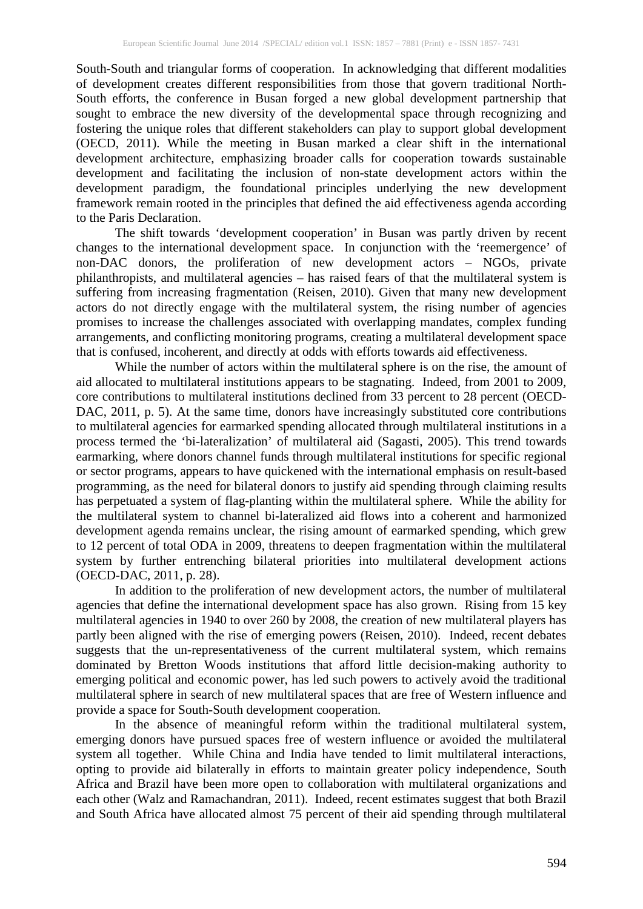South-South and triangular forms of cooperation. In acknowledging that different modalities of development creates different responsibilities from those that govern traditional North-South efforts, the conference in Busan forged a new global development partnership that sought to embrace the new diversity of the developmental space through recognizing and fostering the unique roles that different stakeholders can play to support global development (OECD, 2011). While the meeting in Busan marked a clear shift in the international development architecture, emphasizing broader calls for cooperation towards sustainable development and facilitating the inclusion of non-state development actors within the development paradigm, the foundational principles underlying the new development framework remain rooted in the principles that defined the aid effectiveness agenda according to the Paris Declaration.

The shift towards 'development cooperation' in Busan was partly driven by recent changes to the international development space. In conjunction with the 'reemergence' of non-DAC donors, the proliferation of new development actors – NGOs, private philanthropists, and multilateral agencies – has raised fears of that the multilateral system is suffering from increasing fragmentation (Reisen, 2010). Given that many new development actors do not directly engage with the multilateral system, the rising number of agencies promises to increase the challenges associated with overlapping mandates, complex funding arrangements, and conflicting monitoring programs, creating a multilateral development space that is confused, incoherent, and directly at odds with efforts towards aid effectiveness.

While the number of actors within the multilateral sphere is on the rise, the amount of aid allocated to multilateral institutions appears to be stagnating. Indeed, from 2001 to 2009, core contributions to multilateral institutions declined from 33 percent to 28 percent (OECD-DAC, 2011, p. 5). At the same time, donors have increasingly substituted core contributions to multilateral agencies for earmarked spending allocated through multilateral institutions in a process termed the 'bi-lateralization' of multilateral aid (Sagasti, 2005). This trend towards earmarking, where donors channel funds through multilateral institutions for specific regional or sector programs, appears to have quickened with the international emphasis on result-based programming, as the need for bilateral donors to justify aid spending through claiming results has perpetuated a system of flag-planting within the multilateral sphere. While the ability for the multilateral system to channel bi-lateralized aid flows into a coherent and harmonized development agenda remains unclear, the rising amount of earmarked spending, which grew to 12 percent of total ODA in 2009, threatens to deepen fragmentation within the multilateral system by further entrenching bilateral priorities into multilateral development actions (OECD-DAC, 2011, p. 28).

In addition to the proliferation of new development actors, the number of multilateral agencies that define the international development space has also grown. Rising from 15 key multilateral agencies in 1940 to over 260 by 2008, the creation of new multilateral players has partly been aligned with the rise of emerging powers (Reisen, 2010). Indeed, recent debates suggests that the un-representativeness of the current multilateral system, which remains dominated by Bretton Woods institutions that afford little decision-making authority to emerging political and economic power, has led such powers to actively avoid the traditional multilateral sphere in search of new multilateral spaces that are free of Western influence and provide a space for South-South development cooperation.

In the absence of meaningful reform within the traditional multilateral system, emerging donors have pursued spaces free of western influence or avoided the multilateral system all together. While China and India have tended to limit multilateral interactions, opting to provide aid bilaterally in efforts to maintain greater policy independence, South Africa and Brazil have been more open to collaboration with multilateral organizations and each other (Walz and Ramachandran, 2011). Indeed, recent estimates suggest that both Brazil and South Africa have allocated almost 75 percent of their aid spending through multilateral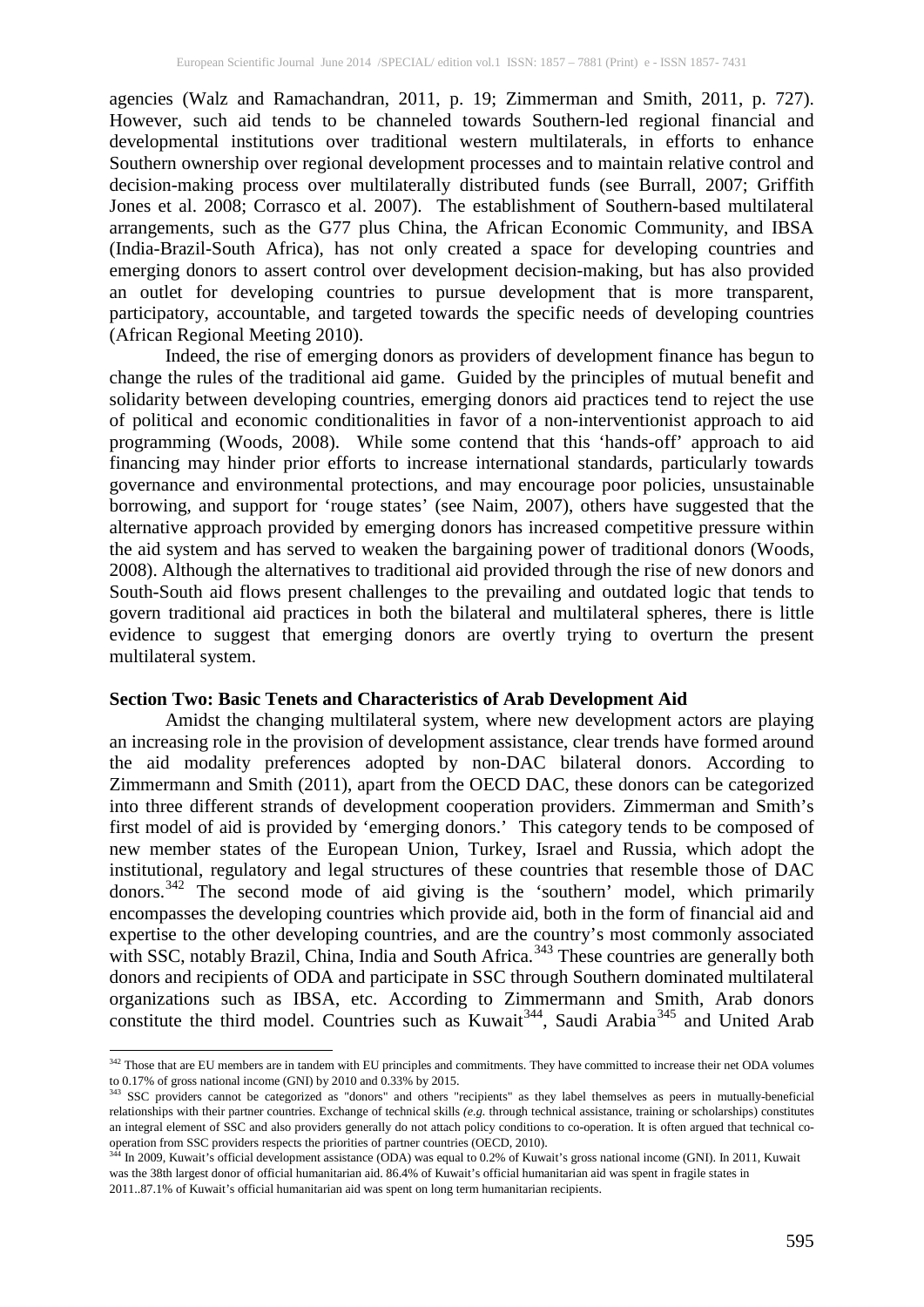agencies (Walz and Ramachandran, 2011, p. 19; Zimmerman and Smith, 2011, p. 727). However, such aid tends to be channeled towards Southern-led regional financial and developmental institutions over traditional western multilaterals, in efforts to enhance Southern ownership over regional development processes and to maintain relative control and decision-making process over multilaterally distributed funds (see Burrall, 2007; Griffith Jones et al. 2008; Corrasco et al. 2007). The establishment of Southern-based multilateral arrangements, such as the G77 plus China, the African Economic Community, and IBSA (India-Brazil-South Africa), has not only created a space for developing countries and emerging donors to assert control over development decision-making, but has also provided an outlet for developing countries to pursue development that is more transparent, participatory, accountable, and targeted towards the specific needs of developing countries (African Regional Meeting 2010).

Indeed, the rise of emerging donors as providers of development finance has begun to change the rules of the traditional aid game. Guided by the principles of mutual benefit and solidarity between developing countries, emerging donors aid practices tend to reject the use of political and economic conditionalities in favor of a non-interventionist approach to aid programming (Woods, 2008). While some contend that this 'hands-off' approach to aid financing may hinder prior efforts to increase international standards, particularly towards governance and environmental protections, and may encourage poor policies, unsustainable borrowing, and support for 'rouge states' (see Naim, 2007), others have suggested that the alternative approach provided by emerging donors has increased competitive pressure within the aid system and has served to weaken the bargaining power of traditional donors (Woods, 2008). Although the alternatives to traditional aid provided through the rise of new donors and South-South aid flows present challenges to the prevailing and outdated logic that tends to govern traditional aid practices in both the bilateral and multilateral spheres, there is little evidence to suggest that emerging donors are overtly trying to overturn the present multilateral system.

## Section Two: Basic Tenets and Characteristics of Arab Development Aid

Amidst the changing multilateral system, where new development actors are playing an increasing role in the provision of development assistance, clear trends have formed around the aid modality preferences adopted by non-DAC bilateral donors. According to Zimmermann and Smith (2011), apart from the OECD DAC, these donors can be categorized into three different strands of development cooperation providers. Zimmerman and Smith's first model of aid is provided by 'emerging donors.' This category tends to be composed of new member states of the European Union, Turkey, Israel and Russia, which adopt the institutional, regulatory and legal structures of these countries that resemble those of DAC donors.[342] The second mode of aid giving is the 'southern' model, which primarily encompasses the developing countries which provide aid, both in the form of financial aid and expertise to the other developing countries, and are the country's most commonly associated with SSC, notably Brazil, China, India and South Africa.[343] These countries are generally both donors and recipients of ODA and participate in SSC through Southern dominated multilateral organizations such as IBSA, etc. According to Zimmermann and Smith, Arab donors constitute the third model. Countries such as Kuwait[344], Saudi Arabia[345] and United Arab

---

[342] Those that are EU members are in tandem with EU principles and commitments. They have committed to increase their net ODA volumes to 0.17% of gross national income (GNI) by 2010 and 0.33% by 2015.

[343] SSC providers cannot be categorized as "donors" and others "recipients" as they label themselves as peers in mutually-beneficial relationships with their partner countries. Exchange of technical skills *(e.g.* through technical assistance, training or scholarships) constitutes an integral element of SSC and also providers generally do not attach policy conditions to co-operation. It is often argued that technical co-operation from SSC providers respects the priorities of partner countries (OECD, 2010).

[344] In 2009, Kuwait's official development assistance (ODA) was equal to 0.2% of Kuwait's gross national income (GNI). In 2011, Kuwait was the 38th largest donor of official humanitarian aid. 86.4% of Kuwait's official humanitarian aid was spent in fragile states in 2011..87.1% of Kuwait's official humanitarian aid was spent on long term humanitarian recipients.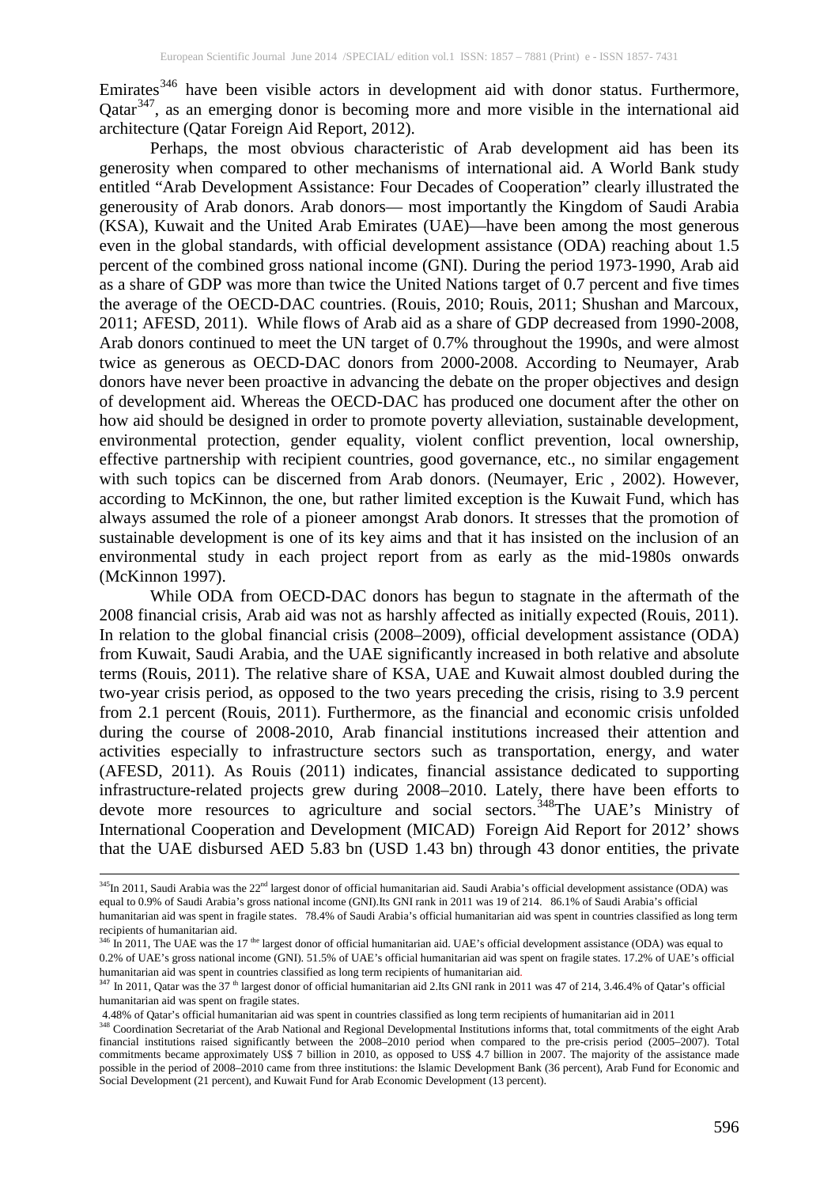Emirates[346] have been visible actors in development aid with donor status. Furthermore, Qatar[347], as an emerging donor is becoming more and more visible in the international aid architecture (Qatar Foreign Aid Report, 2012).

Perhaps, the most obvious characteristic of Arab development aid has been its generosity when compared to other mechanisms of international aid. A World Bank study entitled "Arab Development Assistance: Four Decades of Cooperation" clearly illustrated the generousity of Arab donors. Arab donors— most importantly the Kingdom of Saudi Arabia (KSA), Kuwait and the United Arab Emirates (UAE)—have been among the most generous even in the global standards, with official development assistance (ODA) reaching about 1.5 percent of the combined gross national income (GNI). During the period 1973-1990, Arab aid as a share of GDP was more than twice the United Nations target of 0.7 percent and five times the average of the OECD-DAC countries. (Rouis, 2010; Rouis, 2011; Shushan and Marcoux, 2011; AFESD, 2011). While flows of Arab aid as a share of GDP decreased from 1990-2008, Arab donors continued to meet the UN target of 0.7% throughout the 1990s, and were almost twice as generous as OECD-DAC donors from 2000-2008. According to Neumayer, Arab donors have never been proactive in advancing the debate on the proper objectives and design of development aid. Whereas the OECD-DAC has produced one document after the other on how aid should be designed in order to promote poverty alleviation, sustainable development, environmental protection, gender equality, violent conflict prevention, local ownership, effective partnership with recipient countries, good governance, etc., no similar engagement with such topics can be discerned from Arab donors. (Neumayer, Eric , 2002). However, according to McKinnon, the one, but rather limited exception is the Kuwait Fund, which has always assumed the role of a pioneer amongst Arab donors. It stresses that the promotion of sustainable development is one of its key aims and that it has insisted on the inclusion of an environmental study in each project report from as early as the mid-1980s onwards (McKinnon 1997).

While ODA from OECD-DAC donors has begun to stagnate in the aftermath of the 2008 financial crisis, Arab aid was not as harshly affected as initially expected (Rouis, 2011). In relation to the global financial crisis (2008–2009), official development assistance (ODA) from Kuwait, Saudi Arabia, and the UAE significantly increased in both relative and absolute terms (Rouis, 2011). The relative share of KSA, UAE and Kuwait almost doubled during the two-year crisis period, as opposed to the two years preceding the crisis, rising to 3.9 percent from 2.1 percent (Rouis, 2011). Furthermore, as the financial and economic crisis unfolded during the course of 2008-2010, Arab financial institutions increased their attention and activities especially to infrastructure sectors such as transportation, energy, and water (AFESD, 2011). As Rouis (2011) indicates, financial assistance dedicated to supporting infrastructure-related projects grew during 2008–2010. Lately, there have been efforts to devote more resources to agriculture and social sectors.[348]The UAE's Ministry of International Cooperation and Development (MICAD) Foreign Aid Report for 2012' shows that the UAE disbursed AED 5.83 bn (USD 1.43 bn) through 43 donor entities, the private

---

[345]In 2011, Saudi Arabia was the 22nd largest donor of official humanitarian aid. Saudi Arabia's official development assistance (ODA) was equal to 0.9% of Saudi Arabia's gross national income (GNI).Its GNI rank in 2011 was 19 of 214. 86.1% of Saudi Arabia's official humanitarian aid was spent in fragile states. 78.4% of Saudi Arabia's official humanitarian aid was spent in countries classified as long term recipients of humanitarian aid.

[346] In 2011, The UAE was the 17 the largest donor of official humanitarian aid. UAE's official development assistance (ODA) was equal to 0.2% of UAE's gross national income (GNI). 51.5% of UAE's official humanitarian aid was spent on fragile states. 17.2% of UAE's official humanitarian aid was spent in countries classified as long term recipients of humanitarian aid.

[347] In 2011, Qatar was the 37 th largest donor of official humanitarian aid 2.Its GNI rank in 2011 was 47 of 214, 3.46.4% of Qatar's official humanitarian aid was spent on fragile states.

4.48% of Qatar's official humanitarian aid was spent in countries classified as long term recipients of humanitarian aid in 2011

[348] Coordination Secretariat of the Arab National and Regional Developmental Institutions informs that, total commitments of the eight Arab financial institutions raised significantly between the 2008–2010 period when compared to the pre-crisis period (2005–2007). Total commitments became approximately US$ 7 billion in 2010, as opposed to US$ 4.7 billion in 2007. The majority of the assistance made possible in the period of 2008–2010 came from three institutions: the Islamic Development Bank (36 percent), Arab Fund for Economic and Social Development (21 percent), and Kuwait Fund for Arab Economic Development (13 percent).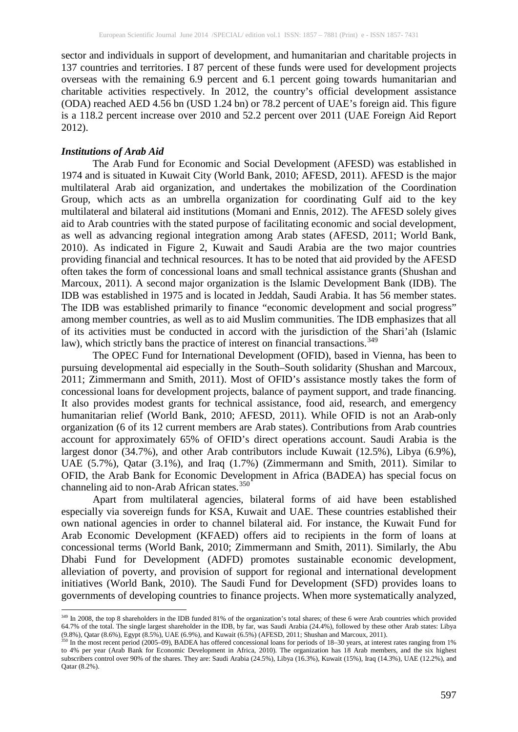sector and individuals in support of development, and humanitarian and charitable projects in 137 countries and territories. I 87 percent of these funds were used for development projects overseas with the remaining 6.9 percent and 6.1 percent going towards humanitarian and charitable activities respectively. In 2012, the country's official development assistance (ODA) reached AED 4.56 bn (USD 1.24 bn) or 78.2 percent of UAE's foreign aid. This figure is a 118.2 percent increase over 2010 and 52.2 percent over 2011 (UAE Foreign Aid Report 2012).

***Institutions of Arab Aid***

The Arab Fund for Economic and Social Development (AFESD) was established in 1974 and is situated in Kuwait City (World Bank, 2010; AFESD, 2011). AFESD is the major multilateral Arab aid organization, and undertakes the mobilization of the Coordination Group, which acts as an umbrella organization for coordinating Gulf aid to the key multilateral and bilateral aid institutions (Momani and Ennis, 2012). The AFESD solely gives aid to Arab countries with the stated purpose of facilitating economic and social development, as well as advancing regional integration among Arab states (AFESD, 2011; World Bank, 2010). As indicated in Figure 2, Kuwait and Saudi Arabia are the two major countries providing financial and technical resources. It has to be noted that aid provided by the AFESD often takes the form of concessional loans and small technical assistance grants (Shushan and Marcoux, 2011). A second major organization is the Islamic Development Bank (IDB). The IDB was established in 1975 and is located in Jeddah, Saudi Arabia. It has 56 member states. The IDB was established primarily to finance "economic development and social progress" among member countries, as well as to aid Muslim communities. The IDB emphasizes that all of its activities must be conducted in accord with the jurisdiction of the Shari'ah (Islamic law), which strictly bans the practice of interest on financial transactions.[349]

The OPEC Fund for International Development (OFID), based in Vienna, has been to pursuing developmental aid especially in the South–South solidarity (Shushan and Marcoux, 2011; Zimmermann and Smith, 2011). Most of OFID's assistance mostly takes the form of concessional loans for development projects, balance of payment support, and trade financing. It also provides modest grants for technical assistance, food aid, research, and emergency humanitarian relief (World Bank, 2010; AFESD, 2011). While OFID is not an Arab-only organization (6 of its 12 current members are Arab states). Contributions from Arab countries account for approximately 65% of OFID's direct operations account. Saudi Arabia is the largest donor (34.7%), and other Arab contributors include Kuwait (12.5%), Libya (6.9%), UAE (5.7%), Qatar (3.1%), and Iraq (1.7%) (Zimmermann and Smith, 2011). Similar to OFID, the Arab Bank for Economic Development in Africa (BADEA) has special focus on channeling aid to non-Arab African states.[350]

Apart from multilateral agencies, bilateral forms of aid have been established especially via sovereign funds for KSA, Kuwait and UAE. These countries established their own national agencies in order to channel bilateral aid. For instance, the Kuwait Fund for Arab Economic Development (KFAED) offers aid to recipients in the form of loans at concessional terms (World Bank, 2010; Zimmermann and Smith, 2011). Similarly, the Abu Dhabi Fund for Development (ADFD) promotes sustainable economic development, alleviation of poverty, and provision of support for regional and international development initiatives (World Bank, 2010). The Saudi Fund for Development (SFD) provides loans to governments of developing countries to finance projects. When more systematically analyzed,

---

[349] In 2008, the top 8 shareholders in the IDB funded 81% of the organization's total shares; of these 6 were Arab countries which provided 64.7% of the total. The single largest shareholder in the IDB, by far, was Saudi Arabia (24.4%), followed by these other Arab states: Libya (9.8%), Qatar (8.6%), Egypt (8.5%), UAE (6.9%), and Kuwait (6.5%) (AFESD, 2011; Shushan and Marcoux, 2011).

[350] In the most recent period (2005–09), BADEA has offered concessional loans for periods of 18–30 years, at interest rates ranging from 1% to 4% per year (Arab Bank for Economic Development in Africa, 2010). The organization has 18 Arab members, and the six highest subscribers control over 90% of the shares. They are: Saudi Arabia (24.5%), Libya (16.3%), Kuwait (15%), Iraq (14.3%), UAE (12.2%), and Qatar (8.2%).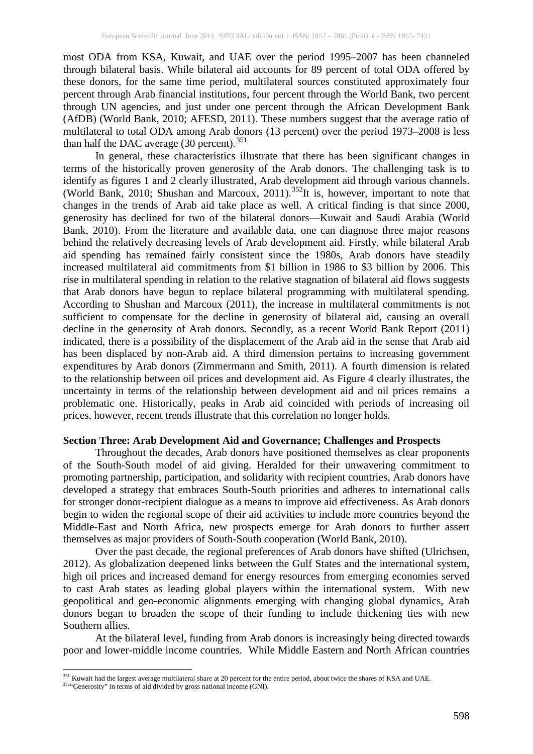most ODA from KSA, Kuwait, and UAE over the period 1995–2007 has been channeled through bilateral basis. While bilateral aid accounts for 89 percent of total ODA offered by these donors, for the same time period, multilateral sources constituted approximately four percent through Arab financial institutions, four percent through the World Bank, two percent through UN agencies, and just under one percent through the African Development Bank (AfDB) (World Bank, 2010; AFESD, 2011). These numbers suggest that the average ratio of multilateral to total ODA among Arab donors (13 percent) over the period 1973–2008 is less than half the DAC average (30 percent).[351]

In general, these characteristics illustrate that there has been significant changes in terms of the historically proven generosity of the Arab donors. The challenging task is to identify as figures 1 and 2 clearly illustrated, Arab development aid through various channels. (World Bank, 2010; Shushan and Marcoux, 2011).[352]It is, however, important to note that changes in the trends of Arab aid take place as well. A critical finding is that since 2000, generosity has declined for two of the bilateral donors—Kuwait and Saudi Arabia (World Bank, 2010). From the literature and available data, one can diagnose three major reasons behind the relatively decreasing levels of Arab development aid. Firstly, while bilateral Arab aid spending has remained fairly consistent since the 1980s, Arab donors have steadily increased multilateral aid commitments from $1 billion in 1986 to $3 billion by 2006. This rise in multilateral spending in relation to the relative stagnation of bilateral aid flows suggests that Arab donors have begun to replace bilateral programming with multilateral spending. According to Shushan and Marcoux (2011), the increase in multilateral commitments is not sufficient to compensate for the decline in generosity of bilateral aid, causing an overall decline in the generosity of Arab donors. Secondly, as a recent World Bank Report (2011) indicated, there is a possibility of the displacement of the Arab aid in the sense that Arab aid has been displaced by non-Arab aid. A third dimension pertains to increasing government expenditures by Arab donors (Zimmermann and Smith, 2011). A fourth dimension is related to the relationship between oil prices and development aid. As Figure 4 clearly illustrates, the uncertainty in terms of the relationship between development aid and oil prices remains a problematic one. Historically, peaks in Arab aid coincided with periods of increasing oil prices, however, recent trends illustrate that this correlation no longer holds.

## Section Three: Arab Development Aid and Governance; Challenges and Prospects

Throughout the decades, Arab donors have positioned themselves as clear proponents of the South-South model of aid giving. Heralded for their unwavering commitment to promoting partnership, participation, and solidarity with recipient countries, Arab donors have developed a strategy that embraces South-South priorities and adheres to international calls for stronger donor-recipient dialogue as a means to improve aid effectiveness. As Arab donors begin to widen the regional scope of their aid activities to include more countries beyond the Middle-East and North Africa, new prospects emerge for Arab donors to further assert themselves as major providers of South-South cooperation (World Bank, 2010).

Over the past decade, the regional preferences of Arab donors have shifted (Ulrichsen, 2012). As globalization deepened links between the Gulf States and the international system, high oil prices and increased demand for energy resources from emerging economies served to cast Arab states as leading global players within the international system. With new geopolitical and geo-economic alignments emerging with changing global dynamics, Arab donors began to broaden the scope of their funding to include thickening ties with new Southern allies.

At the bilateral level, funding from Arab donors is increasingly being directed towards poor and lower-middle income countries. While Middle Eastern and North African countries

---

[351] Kuwait had the largest average multilateral share at 20 percent for the entire period, about twice the shares of KSA and UAE.

[352] "Generosity" in terms of aid divided by gross national income (GNI).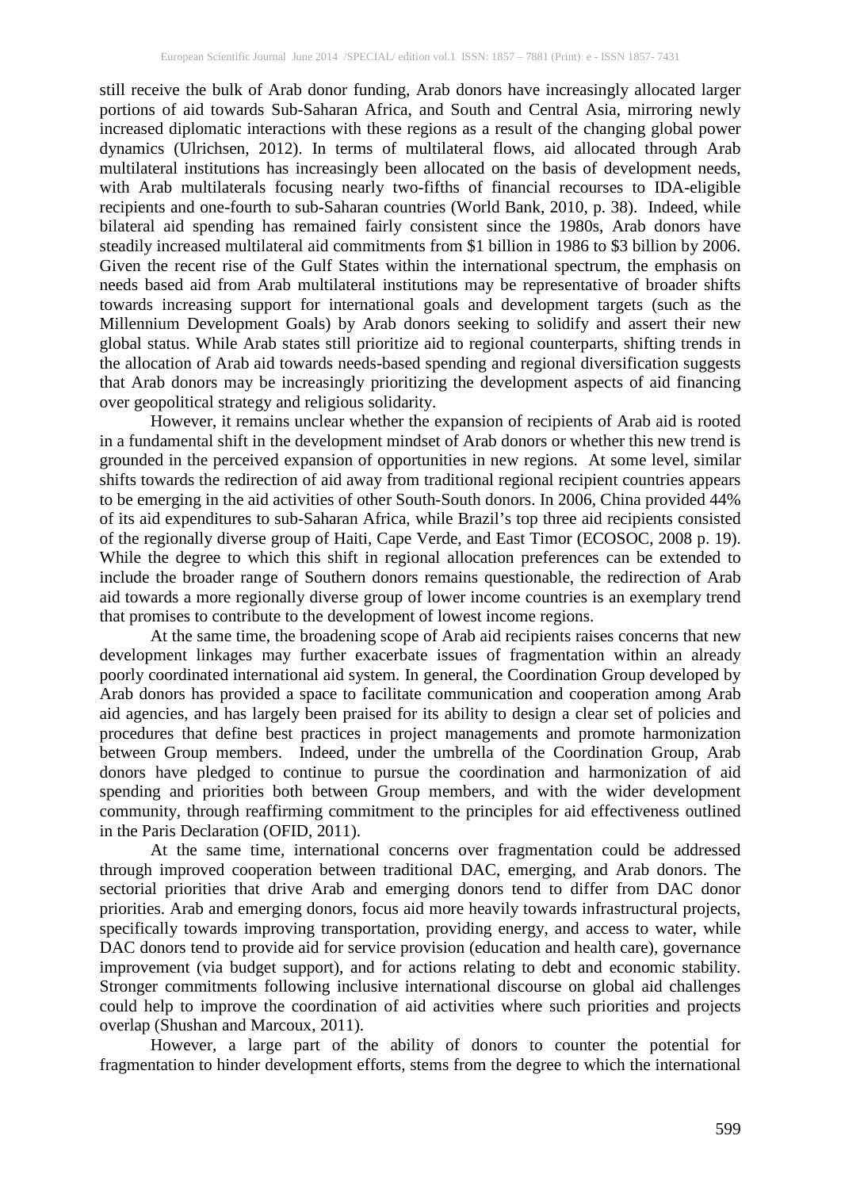still receive the bulk of Arab donor funding, Arab donors have increasingly allocated larger portions of aid towards Sub-Saharan Africa, and South and Central Asia, mirroring newly increased diplomatic interactions with these regions as a result of the changing global power dynamics (Ulrichsen, 2012). In terms of multilateral flows, aid allocated through Arab multilateral institutions has increasingly been allocated on the basis of development needs, with Arab multilaterals focusing nearly two-fifths of financial recourses to IDA-eligible recipients and one-fourth to sub-Saharan countries (World Bank, 2010, p. 38). Indeed, while bilateral aid spending has remained fairly consistent since the 1980s, Arab donors have steadily increased multilateral aid commitments from $1 billion in 1986 to $3 billion by 2006. Given the recent rise of the Gulf States within the international spectrum, the emphasis on needs based aid from Arab multilateral institutions may be representative of broader shifts towards increasing support for international goals and development targets (such as the Millennium Development Goals) by Arab donors seeking to solidify and assert their new global status. While Arab states still prioritize aid to regional counterparts, shifting trends in the allocation of Arab aid towards needs-based spending and regional diversification suggests that Arab donors may be increasingly prioritizing the development aspects of aid financing over geopolitical strategy and religious solidarity.

However, it remains unclear whether the expansion of recipients of Arab aid is rooted in a fundamental shift in the development mindset of Arab donors or whether this new trend is grounded in the perceived expansion of opportunities in new regions. At some level, similar shifts towards the redirection of aid away from traditional regional recipient countries appears to be emerging in the aid activities of other South-South donors. In 2006, China provided 44% of its aid expenditures to sub-Saharan Africa, while Brazil's top three aid recipients consisted of the regionally diverse group of Haiti, Cape Verde, and East Timor (ECOSOC, 2008 p. 19). While the degree to which this shift in regional allocation preferences can be extended to include the broader range of Southern donors remains questionable, the redirection of Arab aid towards a more regionally diverse group of lower income countries is an exemplary trend that promises to contribute to the development of lowest income regions.

At the same time, the broadening scope of Arab aid recipients raises concerns that new development linkages may further exacerbate issues of fragmentation within an already poorly coordinated international aid system. In general, the Coordination Group developed by Arab donors has provided a space to facilitate communication and cooperation among Arab aid agencies, and has largely been praised for its ability to design a clear set of policies and procedures that define best practices in project managements and promote harmonization between Group members. Indeed, under the umbrella of the Coordination Group, Arab donors have pledged to continue to pursue the coordination and harmonization of aid spending and priorities both between Group members, and with the wider development community, through reaffirming commitment to the principles for aid effectiveness outlined in the Paris Declaration (OFID, 2011).

At the same time, international concerns over fragmentation could be addressed through improved cooperation between traditional DAC, emerging, and Arab donors. The sectorial priorities that drive Arab and emerging donors tend to differ from DAC donor priorities. Arab and emerging donors, focus aid more heavily towards infrastructural projects, specifically towards improving transportation, providing energy, and access to water, while DAC donors tend to provide aid for service provision (education and health care), governance improvement (via budget support), and for actions relating to debt and economic stability. Stronger commitments following inclusive international discourse on global aid challenges could help to improve the coordination of aid activities where such priorities and projects overlap (Shushan and Marcoux, 2011).

However, a large part of the ability of donors to counter the potential for fragmentation to hinder development efforts, stems from the degree to which the international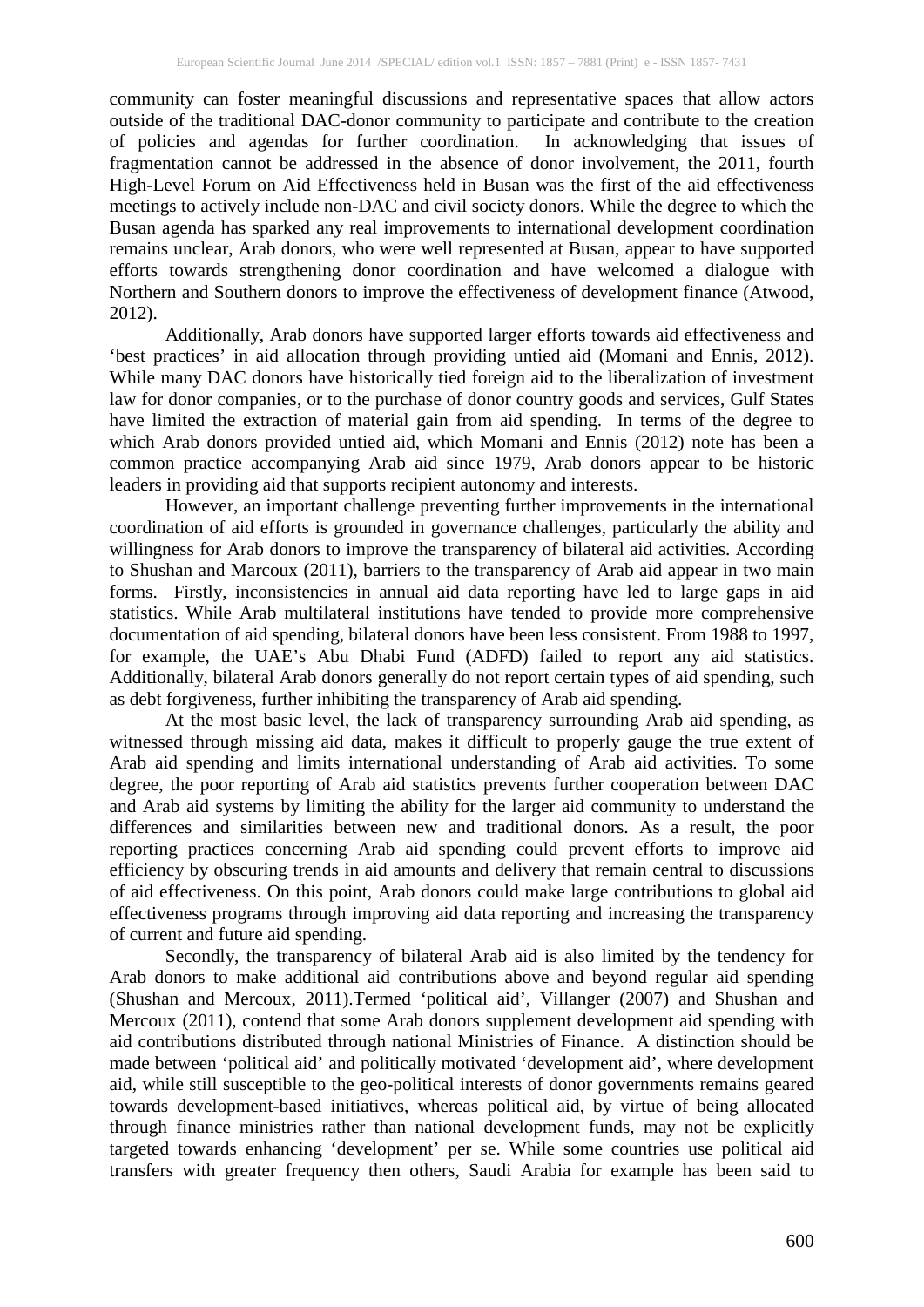community can foster meaningful discussions and representative spaces that allow actors outside of the traditional DAC-donor community to participate and contribute to the creation of policies and agendas for further coordination. In acknowledging that issues of fragmentation cannot be addressed in the absence of donor involvement, the 2011, fourth High-Level Forum on Aid Effectiveness held in Busan was the first of the aid effectiveness meetings to actively include non-DAC and civil society donors. While the degree to which the Busan agenda has sparked any real improvements to international development coordination remains unclear, Arab donors, who were well represented at Busan, appear to have supported efforts towards strengthening donor coordination and have welcomed a dialogue with Northern and Southern donors to improve the effectiveness of development finance (Atwood, 2012).

Additionally, Arab donors have supported larger efforts towards aid effectiveness and 'best practices' in aid allocation through providing untied aid (Momani and Ennis, 2012). While many DAC donors have historically tied foreign aid to the liberalization of investment law for donor companies, or to the purchase of donor country goods and services, Gulf States have limited the extraction of material gain from aid spending. In terms of the degree to which Arab donors provided untied aid, which Momani and Ennis (2012) note has been a common practice accompanying Arab aid since 1979, Arab donors appear to be historic leaders in providing aid that supports recipient autonomy and interests.

However, an important challenge preventing further improvements in the international coordination of aid efforts is grounded in governance challenges, particularly the ability and willingness for Arab donors to improve the transparency of bilateral aid activities. According to Shushan and Marcoux (2011), barriers to the transparency of Arab aid appear in two main forms. Firstly, inconsistencies in annual aid data reporting have led to large gaps in aid statistics. While Arab multilateral institutions have tended to provide more comprehensive documentation of aid spending, bilateral donors have been less consistent. From 1988 to 1997, for example, the UAE's Abu Dhabi Fund (ADFD) failed to report any aid statistics. Additionally, bilateral Arab donors generally do not report certain types of aid spending, such as debt forgiveness, further inhibiting the transparency of Arab aid spending.

At the most basic level, the lack of transparency surrounding Arab aid spending, as witnessed through missing aid data, makes it difficult to properly gauge the true extent of Arab aid spending and limits international understanding of Arab aid activities. To some degree, the poor reporting of Arab aid statistics prevents further cooperation between DAC and Arab aid systems by limiting the ability for the larger aid community to understand the differences and similarities between new and traditional donors. As a result, the poor reporting practices concerning Arab aid spending could prevent efforts to improve aid efficiency by obscuring trends in aid amounts and delivery that remain central to discussions of aid effectiveness. On this point, Arab donors could make large contributions to global aid effectiveness programs through improving aid data reporting and increasing the transparency of current and future aid spending.

Secondly, the transparency of bilateral Arab aid is also limited by the tendency for Arab donors to make additional aid contributions above and beyond regular aid spending (Shushan and Mercoux, 2011).Termed 'political aid', Villanger (2007) and Shushan and Mercoux (2011), contend that some Arab donors supplement development aid spending with aid contributions distributed through national Ministries of Finance. A distinction should be made between 'political aid' and politically motivated 'development aid', where development aid, while still susceptible to the geo-political interests of donor governments remains geared towards development-based initiatives, whereas political aid, by virtue of being allocated through finance ministries rather than national development funds, may not be explicitly targeted towards enhancing 'development' per se. While some countries use political aid transfers with greater frequency then others, Saudi Arabia for example has been said to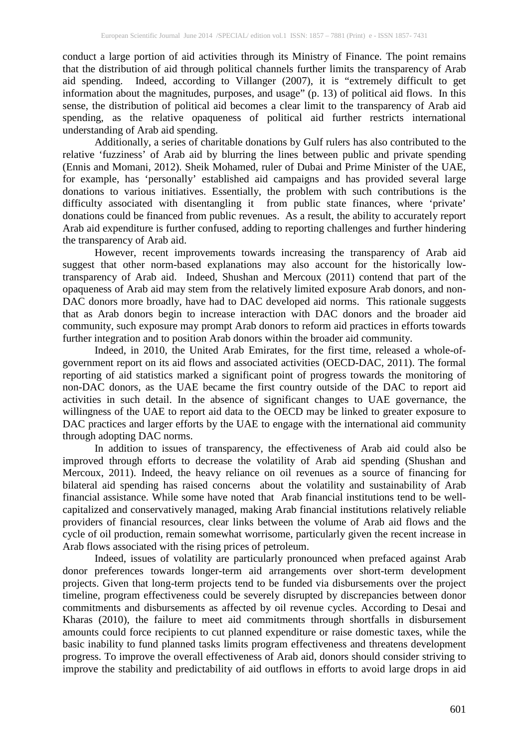conduct a large portion of aid activities through its Ministry of Finance. The point remains that the distribution of aid through political channels further limits the transparency of Arab aid spending. Indeed, according to Villanger (2007), it is "extremely difficult to get information about the magnitudes, purposes, and usage" (p. 13) of political aid flows. In this sense, the distribution of political aid becomes a clear limit to the transparency of Arab aid spending, as the relative opaqueness of political aid further restricts international understanding of Arab aid spending.

Additionally, a series of charitable donations by Gulf rulers has also contributed to the relative 'fuzziness' of Arab aid by blurring the lines between public and private spending (Ennis and Momani, 2012). Sheik Mohamed, ruler of Dubai and Prime Minister of the UAE, for example, has 'personally' established aid campaigns and has provided several large donations to various initiatives. Essentially, the problem with such contributions is the difficulty associated with disentangling it from public state finances, where 'private' donations could be financed from public revenues. As a result, the ability to accurately report Arab aid expenditure is further confused, adding to reporting challenges and further hindering the transparency of Arab aid.

However, recent improvements towards increasing the transparency of Arab aid suggest that other norm-based explanations may also account for the historically low-transparency of Arab aid. Indeed, Shushan and Mercoux (2011) contend that part of the opaqueness of Arab aid may stem from the relatively limited exposure Arab donors, and non-DAC donors more broadly, have had to DAC developed aid norms. This rationale suggests that as Arab donors begin to increase interaction with DAC donors and the broader aid community, such exposure may prompt Arab donors to reform aid practices in efforts towards further integration and to position Arab donors within the broader aid community.

Indeed, in 2010, the United Arab Emirates, for the first time, released a whole-of-government report on its aid flows and associated activities (OECD-DAC, 2011). The formal reporting of aid statistics marked a significant point of progress towards the monitoring of non-DAC donors, as the UAE became the first country outside of the DAC to report aid activities in such detail. In the absence of significant changes to UAE governance, the willingness of the UAE to report aid data to the OECD may be linked to greater exposure to DAC practices and larger efforts by the UAE to engage with the international aid community through adopting DAC norms.

In addition to issues of transparency, the effectiveness of Arab aid could also be improved through efforts to decrease the volatility of Arab aid spending (Shushan and Mercoux, 2011). Indeed, the heavy reliance on oil revenues as a source of financing for bilateral aid spending has raised concerns about the volatility and sustainability of Arab financial assistance. While some have noted that Arab financial institutions tend to be well-capitalized and conservatively managed, making Arab financial institutions relatively reliable providers of financial resources, clear links between the volume of Arab aid flows and the cycle of oil production, remain somewhat worrisome, particularly given the recent increase in Arab flows associated with the rising prices of petroleum.

Indeed, issues of volatility are particularly pronounced when prefaced against Arab donor preferences towards longer-term aid arrangements over short-term development projects. Given that long-term projects tend to be funded via disbursements over the project timeline, program effectiveness could be severely disrupted by discrepancies between donor commitments and disbursements as affected by oil revenue cycles. According to Desai and Kharas (2010), the failure to meet aid commitments through shortfalls in disbursement amounts could force recipients to cut planned expenditure or raise domestic taxes, while the basic inability to fund planned tasks limits program effectiveness and threatens development progress. To improve the overall effectiveness of Arab aid, donors should consider striving to improve the stability and predictability of aid outflows in efforts to avoid large drops in aid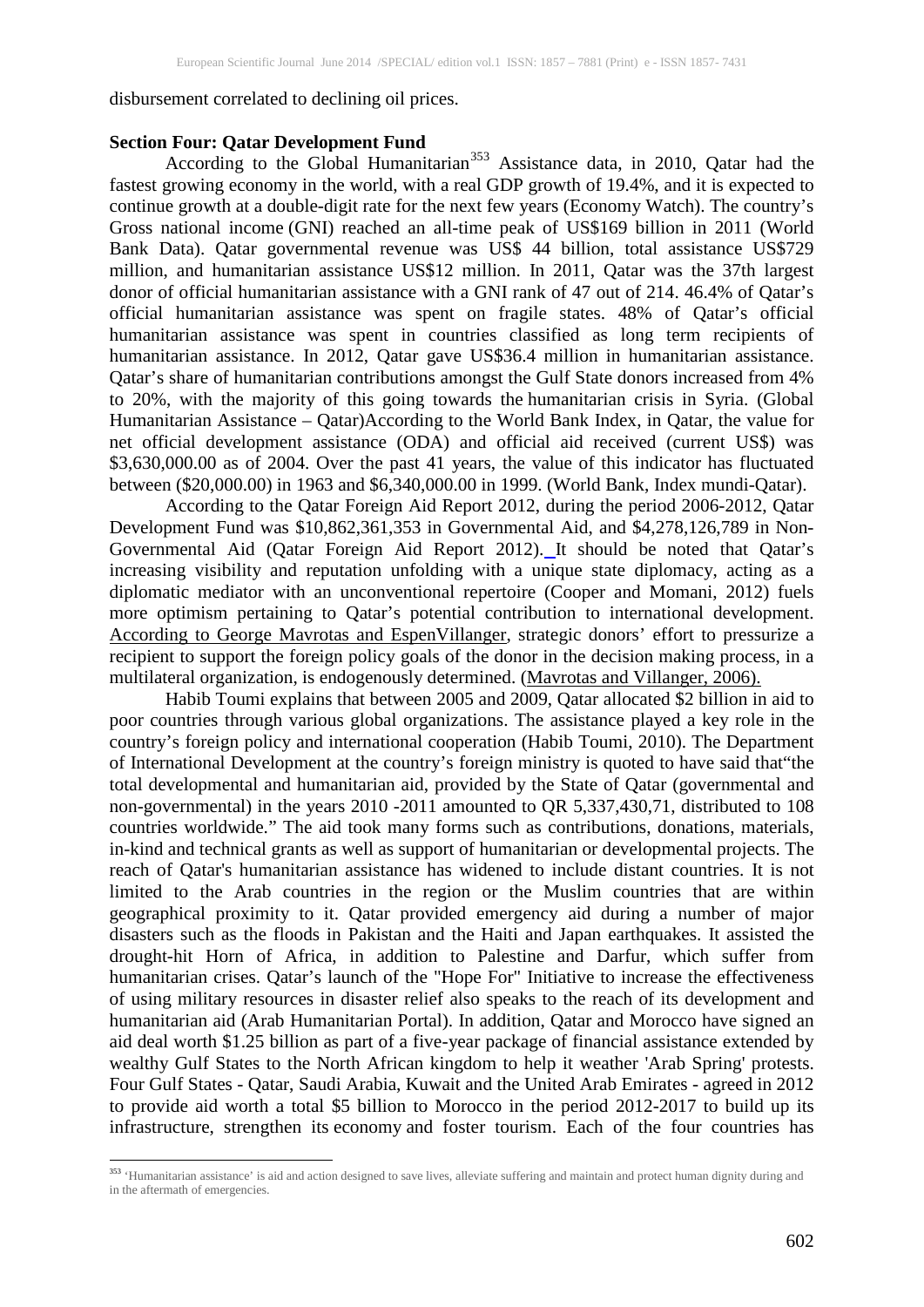disbursement correlated to declining oil prices.

**Section Four: Qatar Development Fund**

According to the Global Humanitarian[353] Assistance data, in 2010, Qatar had the fastest growing economy in the world, with a real GDP growth of 19.4%, and it is expected to continue growth at a double-digit rate for the next few years (Economy Watch). The country's Gross national income (GNI) reached an all-time peak of US$169 billion in 2011 (World Bank Data). Qatar governmental revenue was US$ 44 billion, total assistance US$729 million, and humanitarian assistance US$12 million. In 2011, Qatar was the 37th largest donor of official humanitarian assistance with a GNI rank of 47 out of 214. 46.4% of Qatar's official humanitarian assistance was spent on fragile states. 48% of Qatar's official humanitarian assistance was spent in countries classified as long term recipients of humanitarian assistance. In 2012, Qatar gave US$36.4 million in humanitarian assistance. Qatar's share of humanitarian contributions amongst the Gulf State donors increased from 4% to 20%, with the majority of this going towards the humanitarian crisis in Syria. (Global Humanitarian Assistance – Qatar)According to the World Bank Index, in Qatar, the value for net official development assistance (ODA) and official aid received (current US$) was $3,630,000.00 as of 2004. Over the past 41 years, the value of this indicator has fluctuated between ($20,000.00) in 1963 and $6,340,000.00 in 1999. (World Bank, Index mundi-Qatar).

According to the Qatar Foreign Aid Report 2012, during the period 2006-2012, Qatar Development Fund was $10,862,361,353 in Governmental Aid, and $4,278,126,789 in Non-Governmental Aid (Qatar Foreign Aid Report 2012). It should be noted that Qatar's increasing visibility and reputation unfolding with a unique state diplomacy, acting as a diplomatic mediator with an unconventional repertoire (Cooper and Momani, 2012) fuels more optimism pertaining to Qatar's potential contribution to international development. According to George Mavrotas and EspenVillanger, strategic donors' effort to pressurize a recipient to support the foreign policy goals of the donor in the decision making process, in a multilateral organization, is endogenously determined. (Mavrotas and Villanger, 2006).

Habib Toumi explains that between 2005 and 2009, Qatar allocated $2 billion in aid to poor countries through various global organizations. The assistance played a key role in the country's foreign policy and international cooperation (Habib Toumi, 2010). The Department of International Development at the country's foreign ministry is quoted to have said that"the total developmental and humanitarian aid, provided by the State of Qatar (governmental and non-governmental) in the years 2010 -2011 amounted to QR 5,337,430,71, distributed to 108 countries worldwide." The aid took many forms such as contributions, donations, materials, in-kind and technical grants as well as support of humanitarian or developmental projects. The reach of Qatar's humanitarian assistance has widened to include distant countries. It is not limited to the Arab countries in the region or the Muslim countries that are within geographical proximity to it. Qatar provided emergency aid during a number of major disasters such as the floods in Pakistan and the Haiti and Japan earthquakes. It assisted the drought-hit Horn of Africa, in addition to Palestine and Darfur, which suffer from humanitarian crises. Qatar's launch of the "Hope For" Initiative to increase the effectiveness of using military resources in disaster relief also speaks to the reach of its development and humanitarian aid (Arab Humanitarian Portal). In addition, Qatar and Morocco have signed an aid deal worth $1.25 billion as part of a five-year package of financial assistance extended by wealthy Gulf States to the North African kingdom to help it weather 'Arab Spring' protests. Four Gulf States - Qatar, Saudi Arabia, Kuwait and the United Arab Emirates - agreed in 2012 to provide aid worth a total $5 billion to Morocco in the period 2012-2017 to build up its infrastructure, strengthen its economy and foster tourism. Each of the four countries has

[353] 'Humanitarian assistance' is aid and action designed to save lives, alleviate suffering and maintain and protect human dignity during and in the aftermath of emergencies.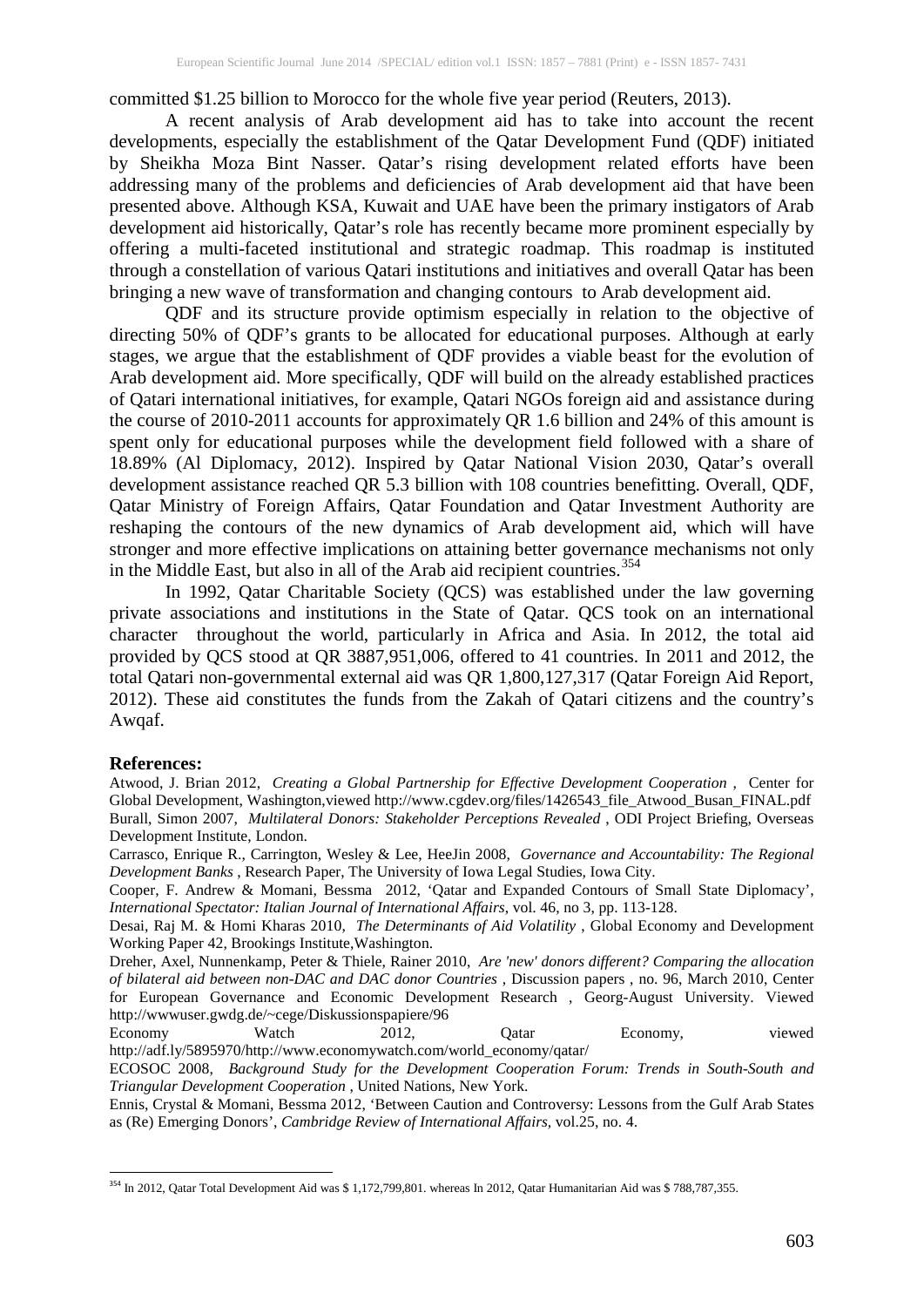committed $1.25 billion to Morocco for the whole five year period (Reuters, 2013).

A recent analysis of Arab development aid has to take into account the recent developments, especially the establishment of the Qatar Development Fund (QDF) initiated by Sheikha Moza Bint Nasser. Qatar's rising development related efforts have been addressing many of the problems and deficiencies of Arab development aid that have been presented above. Although KSA, Kuwait and UAE have been the primary instigators of Arab development aid historically, Qatar's role has recently became more prominent especially by offering a multi-faceted institutional and strategic roadmap. This roadmap is instituted through a constellation of various Qatari institutions and initiatives and overall Qatar has been bringing a new wave of transformation and changing contours to Arab development aid.

QDF and its structure provide optimism especially in relation to the objective of directing 50% of QDF's grants to be allocated for educational purposes. Although at early stages, we argue that the establishment of QDF provides a viable beast for the evolution of Arab development aid. More specifically, QDF will build on the already established practices of Qatari international initiatives, for example, Qatari NGOs foreign aid and assistance during the course of 2010-2011 accounts for approximately QR 1.6 billion and 24% of this amount is spent only for educational purposes while the development field followed with a share of 18.89% (Al Diplomacy, 2012). Inspired by Qatar National Vision 2030, Qatar's overall development assistance reached QR 5.3 billion with 108 countries benefitting. Overall, QDF, Qatar Ministry of Foreign Affairs, Qatar Foundation and Qatar Investment Authority are reshaping the contours of the new dynamics of Arab development aid, which will have stronger and more effective implications on attaining better governance mechanisms not only in the Middle East, but also in all of the Arab aid recipient countries.[354]

In 1992, Qatar Charitable Society (QCS) was established under the law governing private associations and institutions in the State of Qatar. QCS took on an international character throughout the world, particularly in Africa and Asia. In 2012, the total aid provided by QCS stood at QR 3887,951,006, offered to 41 countries. In 2011 and 2012, the total Qatari non-governmental external aid was QR 1,800,127,317 (Qatar Foreign Aid Report, 2012). These aid constitutes the funds from the Zakah of Qatari citizens and the country's Awqaf.

**References:**

Atwood, J. Brian 2012, *Creating a Global Partnership for Effective Development Cooperation* , Center for Global Development, Washington,viewed http://www.cgdev.org/files/1426543_file_Atwood_Busan_FINAL.pdf

Burall, Simon 2007, *Multilateral Donors: Stakeholder Perceptions Revealed* , ODI Project Briefing, Overseas Development Institute, London.

Carrasco, Enrique R., Carrington, Wesley & Lee, HeeJin 2008, *Governance and Accountability: The Regional Development Banks* , Research Paper, The University of Iowa Legal Studies, Iowa City.

Cooper, F. Andrew & Momani, Bessma 2012, 'Qatar and Expanded Contours of Small State Diplomacy', *International Spectator: Italian Journal of International Affairs*, vol. 46, no 3, pp. 113-128.

Desai, Raj M. & Homi Kharas 2010, *The Determinants of Aid Volatility* , Global Economy and Development Working Paper 42, Brookings Institute,Washington.

Dreher, Axel, Nunnenkamp, Peter & Thiele, Rainer 2010, *Are 'new' donors different? Comparing the allocation of bilateral aid between non-DAC and DAC donor Countries* , Discussion papers , no. 96, March 2010, Center for European Governance and Economic Development Research , Georg-August University. Viewed http://wwwuser.gwdg.de/~cege/Diskussionspapiere/96

Economy Watch 2012, Qatar Economy, viewed http://adf.ly/5895970/http://www.economywatch.com/world_economy/qatar/

ECOSOC 2008, *Background Study for the Development Cooperation Forum: Trends in South-South and Triangular Development Cooperation* , United Nations, New York.

Ennis, Crystal & Momani, Bessma 2012, 'Between Caution and Controversy: Lessons from the Gulf Arab States as (Re) Emerging Donors', *Cambridge Review of International Affairs*, vol.25, no. 4.

---

[354] In 2012, Qatar Total Development Aid was $ 1,172,799,801. whereas In 2012, Qatar Humanitarian Aid was $ 788,787,355.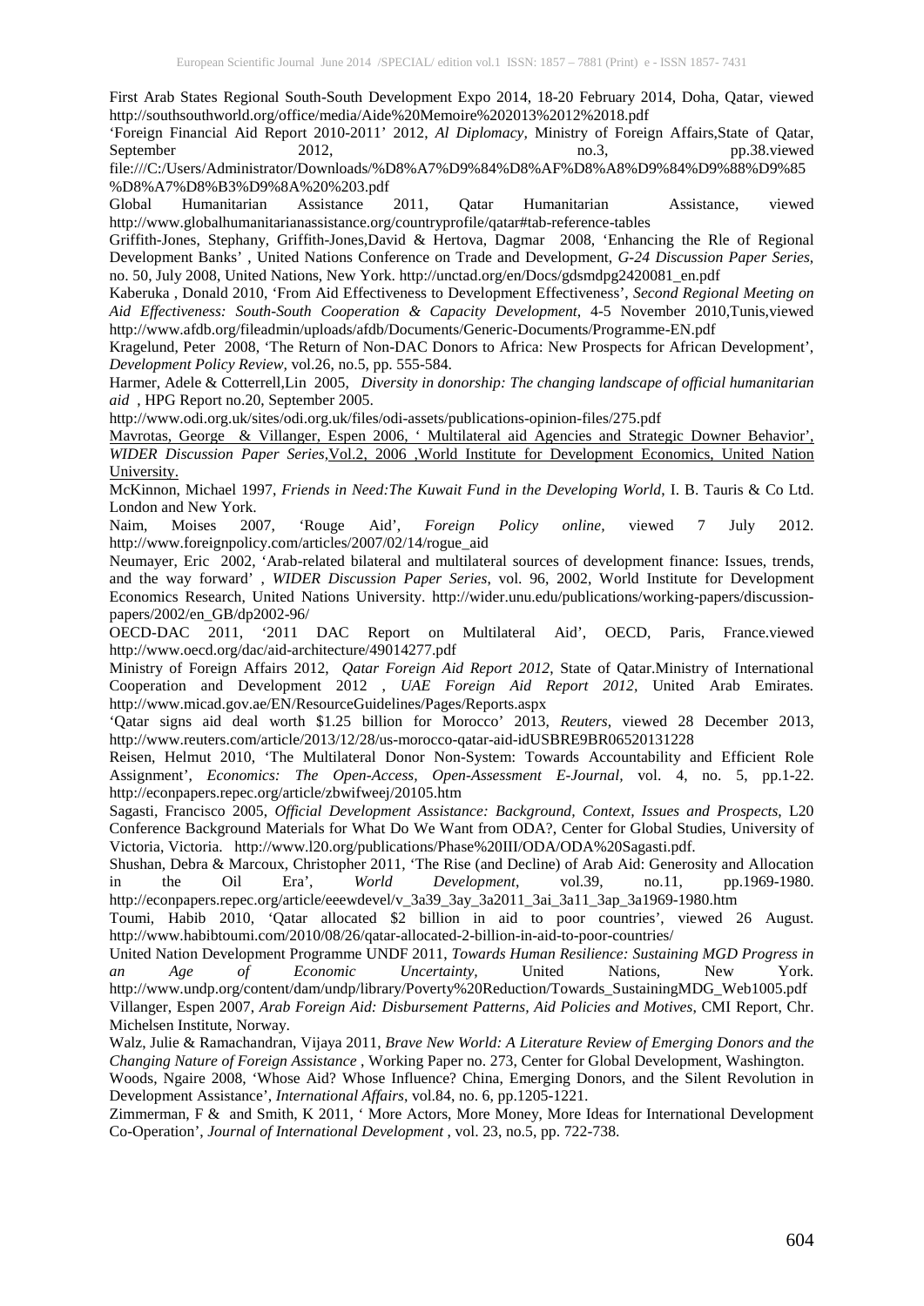First Arab States Regional South-South Development Expo 2014, 18-20 February 2014, Doha, Qatar, viewed http://southsouthworld.org/office/media/Aide%20Memoire%202013%2012%2018.pdf

'Foreign Financial Aid Report 2010-2011' 2012, *Al Diplomacy,* Ministry of Foreign Affairs,State of Qatar, September 2012, no.3, pp.38.viewed file:///C:/Users/Administrator/Downloads/%D8%A7%D9%84%D8%AF%D8%A8%D9%84%D9%88%D9%85%D8%A7%D8%B3%D9%8A%20%203.pdf

Global Humanitarian Assistance 2011, Qatar Humanitarian Assistance, viewed http://www.globalhumanitarianassistance.org/countryprofile/qatar#tab-reference-tables

Griffith-Jones, Stephany, Griffith-Jones,David & Hertova, Dagmar 2008, 'Enhancing the Rle of Regional Development Banks' , United Nations Conference on Trade and Development, *G-24 Discussion Paper Series*, no. 50, July 2008, United Nations, New York. http://unctad.org/en/Docs/gdsmdpg2420081_en.pdf

Kaberuka , Donald 2010, 'From Aid Effectiveness to Development Effectiveness', *Second Regional Meeting on Aid Effectiveness: South-South Cooperation & Capacity Development,* 4-5 November 2010,Tunis,viewed http://www.afdb.org/fileadmin/uploads/afdb/Documents/Generic-Documents/Programme-EN.pdf

Kragelund, Peter 2008, 'The Return of Non-DAC Donors to Africa: New Prospects for African Development', *Development Policy Review,* vol.26, no.5, pp. 555-584.

Harmer, Adele & Cotterrell,Lin 2005, *Diversity in donorship: The changing landscape of official humanitarian aid* , HPG Report no.20, September 2005.

http://www.odi.org.uk/sites/odi.org.uk/files/odi-assets/publications-opinion-files/275.pdf

Mavrotas, George & Villanger, Espen 2006, ' Multilateral aid Agencies and Strategic Downer Behavior', *WIDER Discussion Paper Series,*Vol.2, 2006 ,World Institute for Development Economics, United Nation University.

McKinnon, Michael 1997, *Friends in Need:The Kuwait Fund in the Developing World*, I. B. Tauris & Co Ltd. London and New York.

Naim, Moises 2007, 'Rouge Aid', *Foreign Policy online,* viewed 7 July 2012. http://www.foreignpolicy.com/articles/2007/02/14/rogue_aid

Neumayer, Eric 2002, 'Arab-related bilateral and multilateral sources of development finance: Issues, trends, and the way forward' , *WIDER Discussion Paper Series,* vol. 96, 2002, World Institute for Development Economics Research, United Nations University. http://wider.unu.edu/publications/working-papers/discussion-papers/2002/en_GB/dp2002-96/

OECD-DAC 2011, '2011 DAC Report on Multilateral Aid', OECD, Paris, France.viewed http://www.oecd.org/dac/aid-architecture/49014277.pdf

Ministry of Foreign Affairs 2012, *Qatar Foreign Aid Report 2012*, State of Qatar.Ministry of International Cooperation and Development 2012 , *UAE Foreign Aid Report 2012*, United Arab Emirates. http://www.micad.gov.ae/EN/ResourceGuidelines/Pages/Reports.aspx

'Qatar signs aid deal worth $1.25 billion for Morocco' 2013, *Reuters*, viewed 28 December 2013, http://www.reuters.com/article/2013/12/28/us-morocco-qatar-aid-idUSBRE9BR06520131228

Reisen, Helmut 2010, 'The Multilateral Donor Non-System: Towards Accountability and Efficient Role Assignment', *Economics: The Open-Access, Open-Assessment E-Journal,* vol. 4, no. 5, pp.1-22. http://econpapers.repec.org/article/zbwifweej/20105.htm

Sagasti, Francisco 2005, *Official Development Assistance: Background, Context, Issues and Prospects*, L20 Conference Background Materials for What Do We Want from ODA?, Center for Global Studies, University of Victoria, Victoria. http://www.l20.org/publications/Phase%20III/ODA/ODA%20Sagasti.pdf.

Shushan, Debra & Marcoux, Christopher 2011, 'The Rise (and Decline) of Arab Aid: Generosity and Allocation in the Oil Era', *World Development*, vol.39, no.11, pp.1969-1980. http://econpapers.repec.org/article/eeewdevel/v_3a39_3ay_3a2011_3ai_3a11_3ap_3a1969-1980.htm

Toumi, Habib 2010, 'Qatar allocated $2 billion in aid to poor countries', viewed 26 August. http://www.habibtoumi.com/2010/08/26/qatar-allocated-2-billion-in-aid-to-poor-countries/

United Nation Development Programme UNDF 2011, *Towards Human Resilience: Sustaining MGD Progress in an Age of Economic Uncertainty*, United Nations, New York. http://www.undp.org/content/dam/undp/library/Poverty%20Reduction/Towards_SustainingMDG_Web1005.pdf

Villanger, Espen 2007, *Arab Foreign Aid: Disbursement Patterns, Aid Policies and Motives*, CMI Report, Chr. Michelsen Institute, Norway.

Walz, Julie & Ramachandran, Vijaya 2011, *Brave New World: A Literature Review of Emerging Donors and the Changing Nature of Foreign Assistance* , Working Paper no. 273, Center for Global Development, Washington.

Woods, Ngaire 2008, 'Whose Aid? Whose Influence? China, Emerging Donors, and the Silent Revolution in Development Assistance', *International Affairs*, vol.84, no. 6, pp.1205-1221.

Zimmerman, F & and Smith, K 2011, ' More Actors, More Money, More Ideas for International Development Co-Operation', *Journal of International Development* , vol. 23, no.5, pp. 722-738.